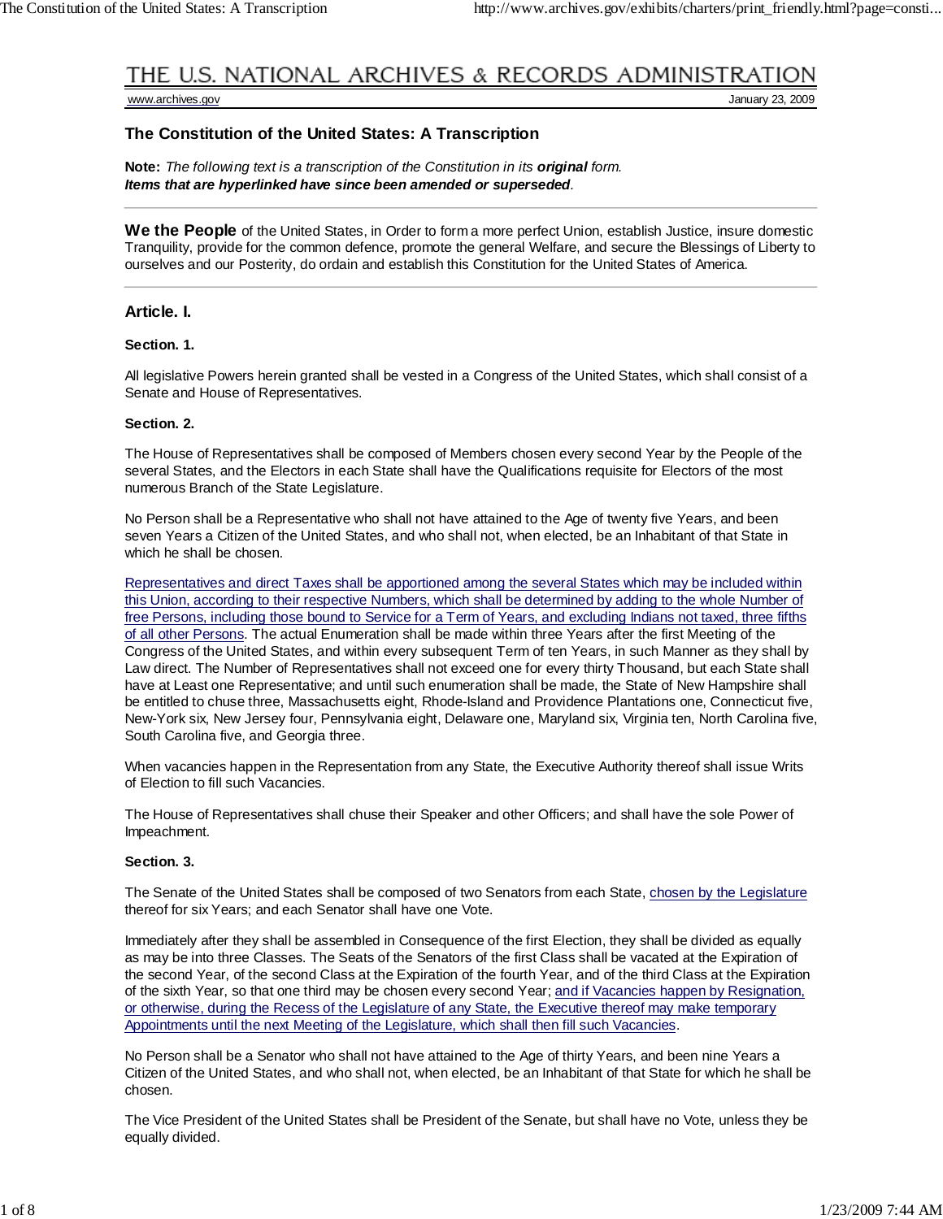THE U.S. NATIONAL ARCHIVES & RECORDS ADMINISTRATION

www.archives.gov January 23, 2009

## The Constitution of the United States: A Transcription

**Note:** *The following text is a transcription of the Constitution in its **original** form.*
***Items that are hyperlinked have since been amended or superseded**.*

---

**We the People** of the United States, in Order to form a more perfect Union, establish Justice, insure domestic Tranquility, provide for the common defence, promote the general Welfare, and secure the Blessings of Liberty to ourselves and our Posterity, do ordain and establish this Constitution for the United States of America.

---

### Article. I.

**Section. 1.**

All legislative Powers herein granted shall be vested in a Congress of the United States, which shall consist of a Senate and House of Representatives.

**Section. 2.**

The House of Representatives shall be composed of Members chosen every second Year by the People of the several States, and the Electors in each State shall have the Qualifications requisite for Electors of the most numerous Branch of the State Legislature.

No Person shall be a Representative who shall not have attained to the Age of twenty five Years, and been seven Years a Citizen of the United States, and who shall not, when elected, be an Inhabitant of that State in which he shall be chosen.

Representatives and direct Taxes shall be apportioned among the several States which may be included within this Union, according to their respective Numbers, which shall be determined by adding to the whole Number of free Persons, including those bound to Service for a Term of Years, and excluding Indians not taxed, three fifths of all other Persons. The actual Enumeration shall be made within three Years after the first Meeting of the Congress of the United States, and within every subsequent Term of ten Years, in such Manner as they shall by Law direct. The Number of Representatives shall not exceed one for every thirty Thousand, but each State shall have at Least one Representative; and until such enumeration shall be made, the State of New Hampshire shall be entitled to chuse three, Massachusetts eight, Rhode-Island and Providence Plantations one, Connecticut five, New-York six, New Jersey four, Pennsylvania eight, Delaware one, Maryland six, Virginia ten, North Carolina five, South Carolina five, and Georgia three.

When vacancies happen in the Representation from any State, the Executive Authority thereof shall issue Writs of Election to fill such Vacancies.

The House of Representatives shall chuse their Speaker and other Officers; and shall have the sole Power of Impeachment.

**Section. 3.**

The Senate of the United States shall be composed of two Senators from each State, chosen by the Legislature thereof for six Years; and each Senator shall have one Vote.

Immediately after they shall be assembled in Consequence of the first Election, they shall be divided as equally as may be into three Classes. The Seats of the Senators of the first Class shall be vacated at the Expiration of the second Year, of the second Class at the Expiration of the fourth Year, and of the third Class at the Expiration of the sixth Year, so that one third may be chosen every second Year; and if Vacancies happen by Resignation, or otherwise, during the Recess of the Legislature of any State, the Executive thereof may make temporary Appointments until the next Meeting of the Legislature, which shall then fill such Vacancies.

No Person shall be a Senator who shall not have attained to the Age of thirty Years, and been nine Years a Citizen of the United States, and who shall not, when elected, be an Inhabitant of that State for which he shall be chosen.

The Vice President of the United States shall be President of the Senate, but shall have no Vote, unless they be equally divided.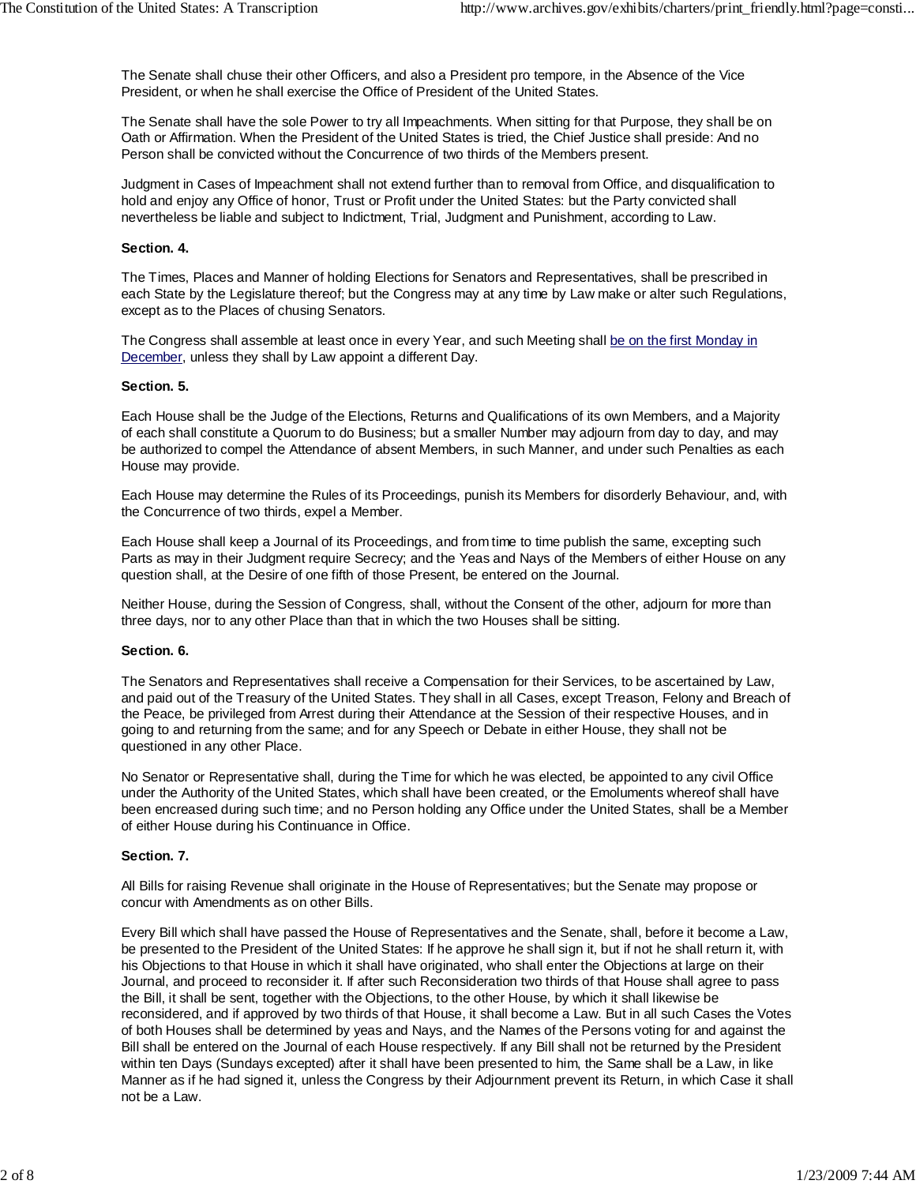The Senate shall chuse their other Officers, and also a President pro tempore, in the Absence of the Vice President, or when he shall exercise the Office of President of the United States.

The Senate shall have the sole Power to try all Impeachments. When sitting for that Purpose, they shall be on Oath or Affirmation. When the President of the United States is tried, the Chief Justice shall preside: And no Person shall be convicted without the Concurrence of two thirds of the Members present.

Judgment in Cases of Impeachment shall not extend further than to removal from Office, and disqualification to hold and enjoy any Office of honor, Trust or Profit under the United States: but the Party convicted shall nevertheless be liable and subject to Indictment, Trial, Judgment and Punishment, according to Law.

**Section. 4.**

The Times, Places and Manner of holding Elections for Senators and Representatives, shall be prescribed in each State by the Legislature thereof; but the Congress may at any time by Law make or alter such Regulations, except as to the Places of chusing Senators.

The Congress shall assemble at least once in every Year, and such Meeting shall be on the first Monday in December, unless they shall by Law appoint a different Day.

**Section. 5.**

Each House shall be the Judge of the Elections, Returns and Qualifications of its own Members, and a Majority of each shall constitute a Quorum to do Business; but a smaller Number may adjourn from day to day, and may be authorized to compel the Attendance of absent Members, in such Manner, and under such Penalties as each House may provide.

Each House may determine the Rules of its Proceedings, punish its Members for disorderly Behaviour, and, with the Concurrence of two thirds, expel a Member.

Each House shall keep a Journal of its Proceedings, and from time to time publish the same, excepting such Parts as may in their Judgment require Secrecy; and the Yeas and Nays of the Members of either House on any question shall, at the Desire of one fifth of those Present, be entered on the Journal.

Neither House, during the Session of Congress, shall, without the Consent of the other, adjourn for more than three days, nor to any other Place than that in which the two Houses shall be sitting.

**Section. 6.**

The Senators and Representatives shall receive a Compensation for their Services, to be ascertained by Law, and paid out of the Treasury of the United States. They shall in all Cases, except Treason, Felony and Breach of the Peace, be privileged from Arrest during their Attendance at the Session of their respective Houses, and in going to and returning from the same; and for any Speech or Debate in either House, they shall not be questioned in any other Place.

No Senator or Representative shall, during the Time for which he was elected, be appointed to any civil Office under the Authority of the United States, which shall have been created, or the Emoluments whereof shall have been encreased during such time; and no Person holding any Office under the United States, shall be a Member of either House during his Continuance in Office.

**Section. 7.**

All Bills for raising Revenue shall originate in the House of Representatives; but the Senate may propose or concur with Amendments as on other Bills.

Every Bill which shall have passed the House of Representatives and the Senate, shall, before it become a Law, be presented to the President of the United States: If he approve he shall sign it, but if not he shall return it, with his Objections to that House in which it shall have originated, who shall enter the Objections at large on their Journal, and proceed to reconsider it. If after such Reconsideration two thirds of that House shall agree to pass the Bill, it shall be sent, together with the Objections, to the other House, by which it shall likewise be reconsidered, and if approved by two thirds of that House, it shall become a Law. But in all such Cases the Votes of both Houses shall be determined by yeas and Nays, and the Names of the Persons voting for and against the Bill shall be entered on the Journal of each House respectively. If any Bill shall not be returned by the President within ten Days (Sundays excepted) after it shall have been presented to him, the Same shall be a Law, in like Manner as if he had signed it, unless the Congress by their Adjournment prevent its Return, in which Case it shall not be a Law.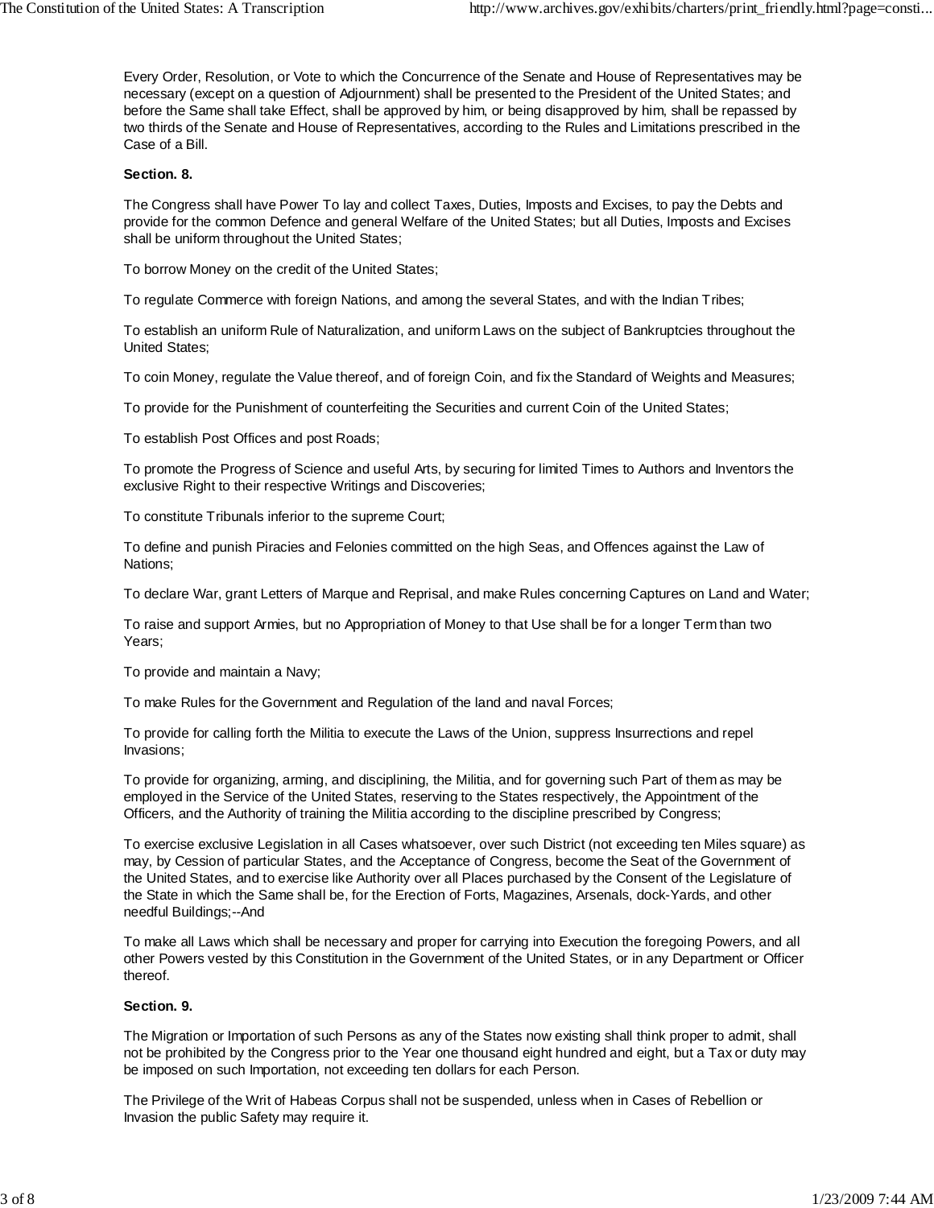Every Order, Resolution, or Vote to which the Concurrence of the Senate and House of Representatives may be necessary (except on a question of Adjournment) shall be presented to the President of the United States; and before the Same shall take Effect, shall be approved by him, or being disapproved by him, shall be repassed by two thirds of the Senate and House of Representatives, according to the Rules and Limitations prescribed in the Case of a Bill.

**Section. 8.**

The Congress shall have Power To lay and collect Taxes, Duties, Imposts and Excises, to pay the Debts and provide for the common Defence and general Welfare of the United States; but all Duties, Imposts and Excises shall be uniform throughout the United States;

To borrow Money on the credit of the United States;

To regulate Commerce with foreign Nations, and among the several States, and with the Indian Tribes;

To establish an uniform Rule of Naturalization, and uniform Laws on the subject of Bankruptcies throughout the United States;

To coin Money, regulate the Value thereof, and of foreign Coin, and fix the Standard of Weights and Measures;

To provide for the Punishment of counterfeiting the Securities and current Coin of the United States;

To establish Post Offices and post Roads;

To promote the Progress of Science and useful Arts, by securing for limited Times to Authors and Inventors the exclusive Right to their respective Writings and Discoveries;

To constitute Tribunals inferior to the supreme Court;

To define and punish Piracies and Felonies committed on the high Seas, and Offences against the Law of Nations;

To declare War, grant Letters of Marque and Reprisal, and make Rules concerning Captures on Land and Water;

To raise and support Armies, but no Appropriation of Money to that Use shall be for a longer Term than two Years;

To provide and maintain a Navy;

To make Rules for the Government and Regulation of the land and naval Forces;

To provide for calling forth the Militia to execute the Laws of the Union, suppress Insurrections and repel Invasions;

To provide for organizing, arming, and disciplining, the Militia, and for governing such Part of them as may be employed in the Service of the United States, reserving to the States respectively, the Appointment of the Officers, and the Authority of training the Militia according to the discipline prescribed by Congress;

To exercise exclusive Legislation in all Cases whatsoever, over such District (not exceeding ten Miles square) as may, by Cession of particular States, and the Acceptance of Congress, become the Seat of the Government of the United States, and to exercise like Authority over all Places purchased by the Consent of the Legislature of the State in which the Same shall be, for the Erection of Forts, Magazines, Arsenals, dock-Yards, and other needful Buildings;--And

To make all Laws which shall be necessary and proper for carrying into Execution the foregoing Powers, and all other Powers vested by this Constitution in the Government of the United States, or in any Department or Officer thereof.

**Section. 9.**

The Migration or Importation of such Persons as any of the States now existing shall think proper to admit, shall not be prohibited by the Congress prior to the Year one thousand eight hundred and eight, but a Tax or duty may be imposed on such Importation, not exceeding ten dollars for each Person.

The Privilege of the Writ of Habeas Corpus shall not be suspended, unless when in Cases of Rebellion or Invasion the public Safety may require it.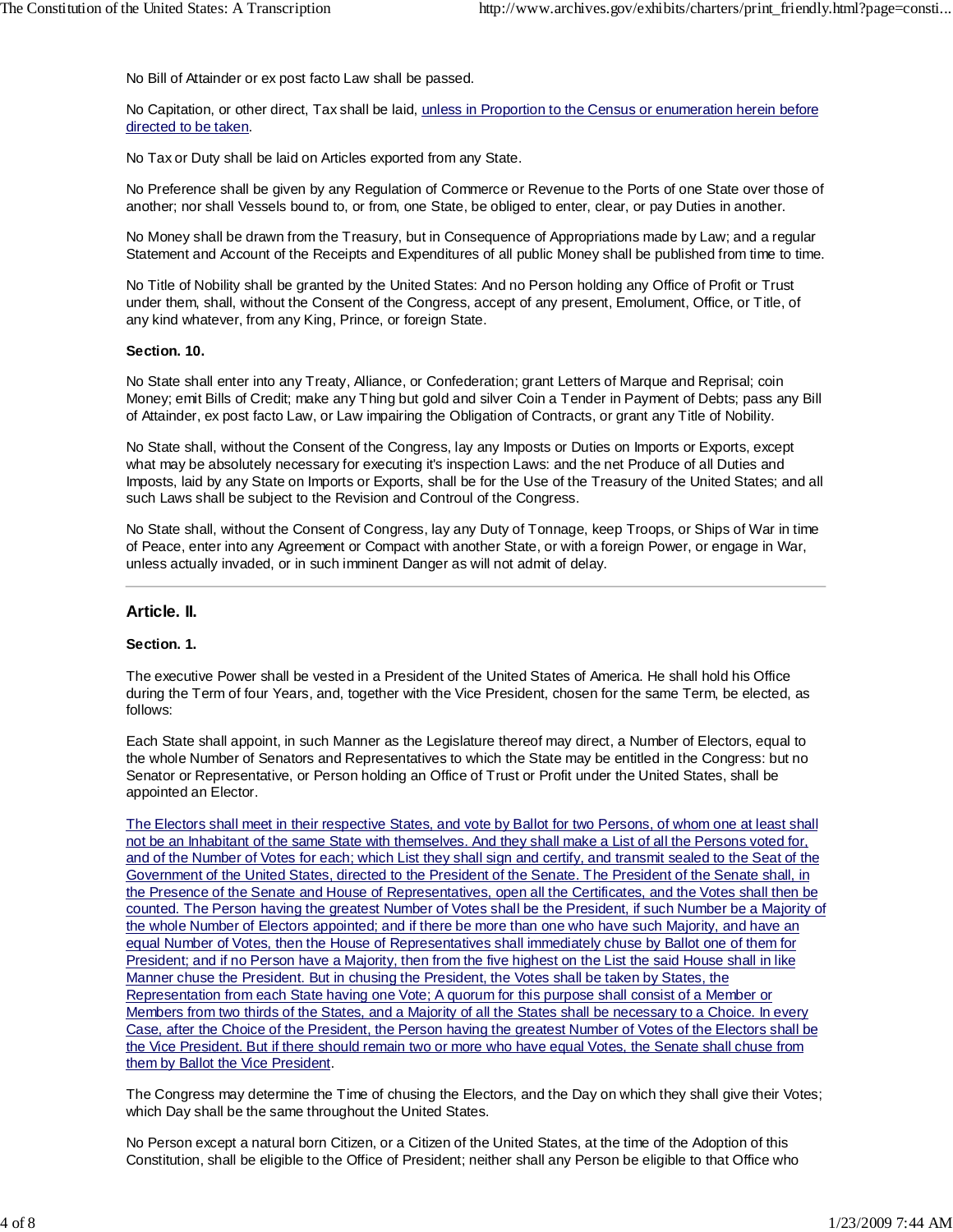No Bill of Attainder or ex post facto Law shall be passed.

No Capitation, or other direct, Tax shall be laid, unless in Proportion to the Census or enumeration herein before directed to be taken.

No Tax or Duty shall be laid on Articles exported from any State.

No Preference shall be given by any Regulation of Commerce or Revenue to the Ports of one State over those of another; nor shall Vessels bound to, or from, one State, be obliged to enter, clear, or pay Duties in another.

No Money shall be drawn from the Treasury, but in Consequence of Appropriations made by Law; and a regular Statement and Account of the Receipts and Expenditures of all public Money shall be published from time to time.

No Title of Nobility shall be granted by the United States: And no Person holding any Office of Profit or Trust under them, shall, without the Consent of the Congress, accept of any present, Emolument, Office, or Title, of any kind whatever, from any King, Prince, or foreign State.

**Section. 10.**

No State shall enter into any Treaty, Alliance, or Confederation; grant Letters of Marque and Reprisal; coin Money; emit Bills of Credit; make any Thing but gold and silver Coin a Tender in Payment of Debts; pass any Bill of Attainder, ex post facto Law, or Law impairing the Obligation of Contracts, or grant any Title of Nobility.

No State shall, without the Consent of the Congress, lay any Imposts or Duties on Imports or Exports, except what may be absolutely necessary for executing it's inspection Laws: and the net Produce of all Duties and Imposts, laid by any State on Imports or Exports, shall be for the Use of the Treasury of the United States; and all such Laws shall be subject to the Revision and Controul of the Congress.

No State shall, without the Consent of Congress, lay any Duty of Tonnage, keep Troops, or Ships of War in time of Peace, enter into any Agreement or Compact with another State, or with a foreign Power, or engage in War, unless actually invaded, or in such imminent Danger as will not admit of delay.

---

## Article. II.

**Section. 1.**

The executive Power shall be vested in a President of the United States of America. He shall hold his Office during the Term of four Years, and, together with the Vice President, chosen for the same Term, be elected, as follows:

Each State shall appoint, in such Manner as the Legislature thereof may direct, a Number of Electors, equal to the whole Number of Senators and Representatives to which the State may be entitled in the Congress: but no Senator or Representative, or Person holding an Office of Trust or Profit under the United States, shall be appointed an Elector.

The Electors shall meet in their respective States, and vote by Ballot for two Persons, of whom one at least shall not be an Inhabitant of the same State with themselves. And they shall make a List of all the Persons voted for, and of the Number of Votes for each; which List they shall sign and certify, and transmit sealed to the Seat of the Government of the United States, directed to the President of the Senate. The President of the Senate shall, in the Presence of the Senate and House of Representatives, open all the Certificates, and the Votes shall then be counted. The Person having the greatest Number of Votes shall be the President, if such Number be a Majority of the whole Number of Electors appointed; and if there be more than one who have such Majority, and have an equal Number of Votes, then the House of Representatives shall immediately chuse by Ballot one of them for President; and if no Person have a Majority, then from the five highest on the List the said House shall in like Manner chuse the President. But in chusing the President, the Votes shall be taken by States, the Representation from each State having one Vote; A quorum for this purpose shall consist of a Member or Members from two thirds of the States, and a Majority of all the States shall be necessary to a Choice. In every Case, after the Choice of the President, the Person having the greatest Number of Votes of the Electors shall be the Vice President. But if there should remain two or more who have equal Votes, the Senate shall chuse from them by Ballot the Vice President.

The Congress may determine the Time of chusing the Electors, and the Day on which they shall give their Votes; which Day shall be the same throughout the United States.

No Person except a natural born Citizen, or a Citizen of the United States, at the time of the Adoption of this Constitution, shall be eligible to the Office of President; neither shall any Person be eligible to that Office who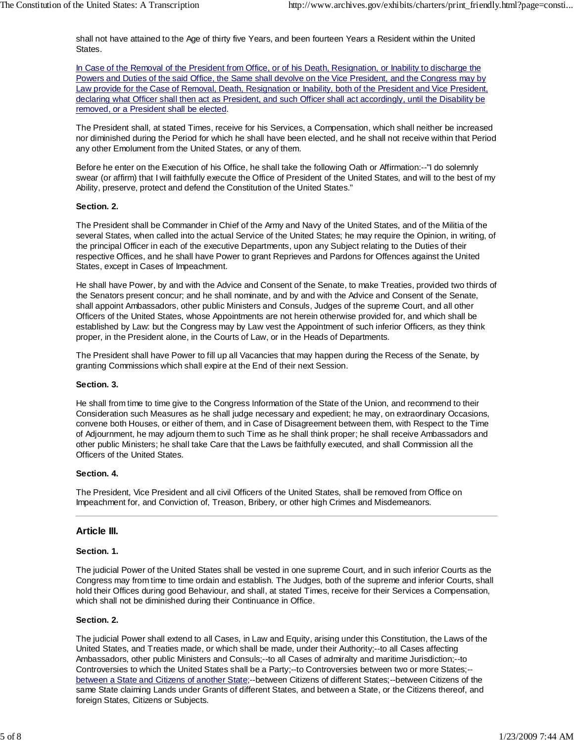shall not have attained to the Age of thirty five Years, and been fourteen Years a Resident within the United States.

In Case of the Removal of the President from Office, or of his Death, Resignation, or Inability to discharge the Powers and Duties of the said Office, the Same shall devolve on the Vice President, and the Congress may by Law provide for the Case of Removal, Death, Resignation or Inability, both of the President and Vice President, declaring what Officer shall then act as President, and such Officer shall act accordingly, until the Disability be removed, or a President shall be elected.

The President shall, at stated Times, receive for his Services, a Compensation, which shall neither be increased nor diminished during the Period for which he shall have been elected, and he shall not receive within that Period any other Emolument from the United States, or any of them.

Before he enter on the Execution of his Office, he shall take the following Oath or Affirmation:--"I do solemnly swear (or affirm) that I will faithfully execute the Office of President of the United States, and will to the best of my Ability, preserve, protect and defend the Constitution of the United States."

**Section. 2.**

The President shall be Commander in Chief of the Army and Navy of the United States, and of the Militia of the several States, when called into the actual Service of the United States; he may require the Opinion, in writing, of the principal Officer in each of the executive Departments, upon any Subject relating to the Duties of their respective Offices, and he shall have Power to grant Reprieves and Pardons for Offences against the United States, except in Cases of Impeachment.

He shall have Power, by and with the Advice and Consent of the Senate, to make Treaties, provided two thirds of the Senators present concur; and he shall nominate, and by and with the Advice and Consent of the Senate, shall appoint Ambassadors, other public Ministers and Consuls, Judges of the supreme Court, and all other Officers of the United States, whose Appointments are not herein otherwise provided for, and which shall be established by Law: but the Congress may by Law vest the Appointment of such inferior Officers, as they think proper, in the President alone, in the Courts of Law, or in the Heads of Departments.

The President shall have Power to fill up all Vacancies that may happen during the Recess of the Senate, by granting Commissions which shall expire at the End of their next Session.

**Section. 3.**

He shall from time to time give to the Congress Information of the State of the Union, and recommend to their Consideration such Measures as he shall judge necessary and expedient; he may, on extraordinary Occasions, convene both Houses, or either of them, and in Case of Disagreement between them, with Respect to the Time of Adjournment, he may adjourn them to such Time as he shall think proper; he shall receive Ambassadors and other public Ministers; he shall take Care that the Laws be faithfully executed, and shall Commission all the Officers of the United States.

**Section. 4.**

The President, Vice President and all civil Officers of the United States, shall be removed from Office on Impeachment for, and Conviction of, Treason, Bribery, or other high Crimes and Misdemeanors.

---

## Article III.

**Section. 1.**

The judicial Power of the United States shall be vested in one supreme Court, and in such inferior Courts as the Congress may from time to time ordain and establish. The Judges, both of the supreme and inferior Courts, shall hold their Offices during good Behaviour, and shall, at stated Times, receive for their Services a Compensation, which shall not be diminished during their Continuance in Office.

**Section. 2.**

The judicial Power shall extend to all Cases, in Law and Equity, arising under this Constitution, the Laws of the United States, and Treaties made, or which shall be made, under their Authority;--to all Cases affecting Ambassadors, other public Ministers and Consuls;--to all Cases of admiralty and maritime Jurisdiction;--to Controversies to which the United States shall be a Party;--to Controversies between two or more States;--between a State and Citizens of another State;--between Citizens of different States;--between Citizens of the same State claiming Lands under Grants of different States, and between a State, or the Citizens thereof, and foreign States, Citizens or Subjects.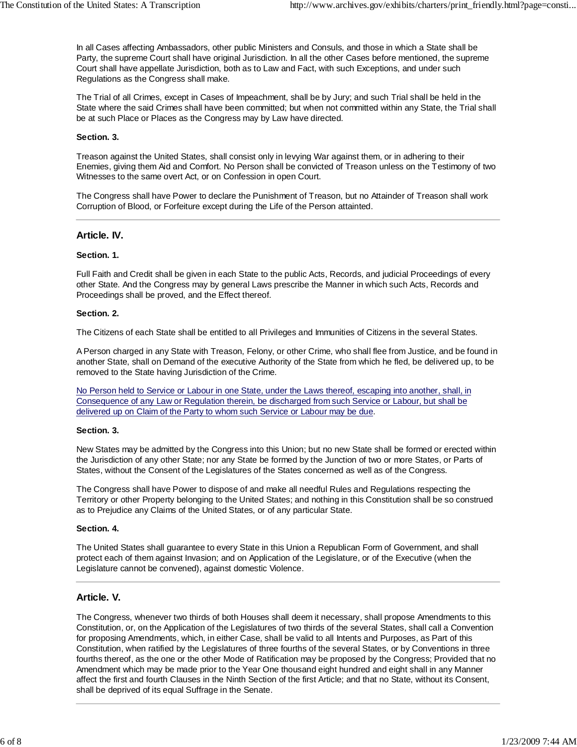In all Cases affecting Ambassadors, other public Ministers and Consuls, and those in which a State shall be Party, the supreme Court shall have original Jurisdiction. In all the other Cases before mentioned, the supreme Court shall have appellate Jurisdiction, both as to Law and Fact, with such Exceptions, and under such Regulations as the Congress shall make.

The Trial of all Crimes, except in Cases of Impeachment, shall be by Jury; and such Trial shall be held in the State where the said Crimes shall have been committed; but when not committed within any State, the Trial shall be at such Place or Places as the Congress may by Law have directed.

**Section. 3.**

Treason against the United States, shall consist only in levying War against them, or in adhering to their Enemies, giving them Aid and Comfort. No Person shall be convicted of Treason unless on the Testimony of two Witnesses to the same overt Act, or on Confession in open Court.

The Congress shall have Power to declare the Punishment of Treason, but no Attainder of Treason shall work Corruption of Blood, or Forfeiture except during the Life of the Person attainted.

---

## Article. IV.

**Section. 1.**

Full Faith and Credit shall be given in each State to the public Acts, Records, and judicial Proceedings of every other State. And the Congress may by general Laws prescribe the Manner in which such Acts, Records and Proceedings shall be proved, and the Effect thereof.

**Section. 2.**

The Citizens of each State shall be entitled to all Privileges and Immunities of Citizens in the several States.

A Person charged in any State with Treason, Felony, or other Crime, who shall flee from Justice, and be found in another State, shall on Demand of the executive Authority of the State from which he fled, be delivered up, to be removed to the State having Jurisdiction of the Crime.

No Person held to Service or Labour in one State, under the Laws thereof, escaping into another, shall, in Consequence of any Law or Regulation therein, be discharged from such Service or Labour, but shall be delivered up on Claim of the Party to whom such Service or Labour may be due.

**Section. 3.**

New States may be admitted by the Congress into this Union; but no new State shall be formed or erected within the Jurisdiction of any other State; nor any State be formed by the Junction of two or more States, or Parts of States, without the Consent of the Legislatures of the States concerned as well as of the Congress.

The Congress shall have Power to dispose of and make all needful Rules and Regulations respecting the Territory or other Property belonging to the United States; and nothing in this Constitution shall be so construed as to Prejudice any Claims of the United States, or of any particular State.

**Section. 4.**

The United States shall guarantee to every State in this Union a Republican Form of Government, and shall protect each of them against Invasion; and on Application of the Legislature, or of the Executive (when the Legislature cannot be convened), against domestic Violence.

---

## Article. V.

The Congress, whenever two thirds of both Houses shall deem it necessary, shall propose Amendments to this Constitution, or, on the Application of the Legislatures of two thirds of the several States, shall call a Convention for proposing Amendments, which, in either Case, shall be valid to all Intents and Purposes, as Part of this Constitution, when ratified by the Legislatures of three fourths of the several States, or by Conventions in three fourths thereof, as the one or the other Mode of Ratification may be proposed by the Congress; Provided that no Amendment which may be made prior to the Year One thousand eight hundred and eight shall in any Manner affect the first and fourth Clauses in the Ninth Section of the first Article; and that no State, without its Consent, shall be deprived of its equal Suffrage in the Senate.

---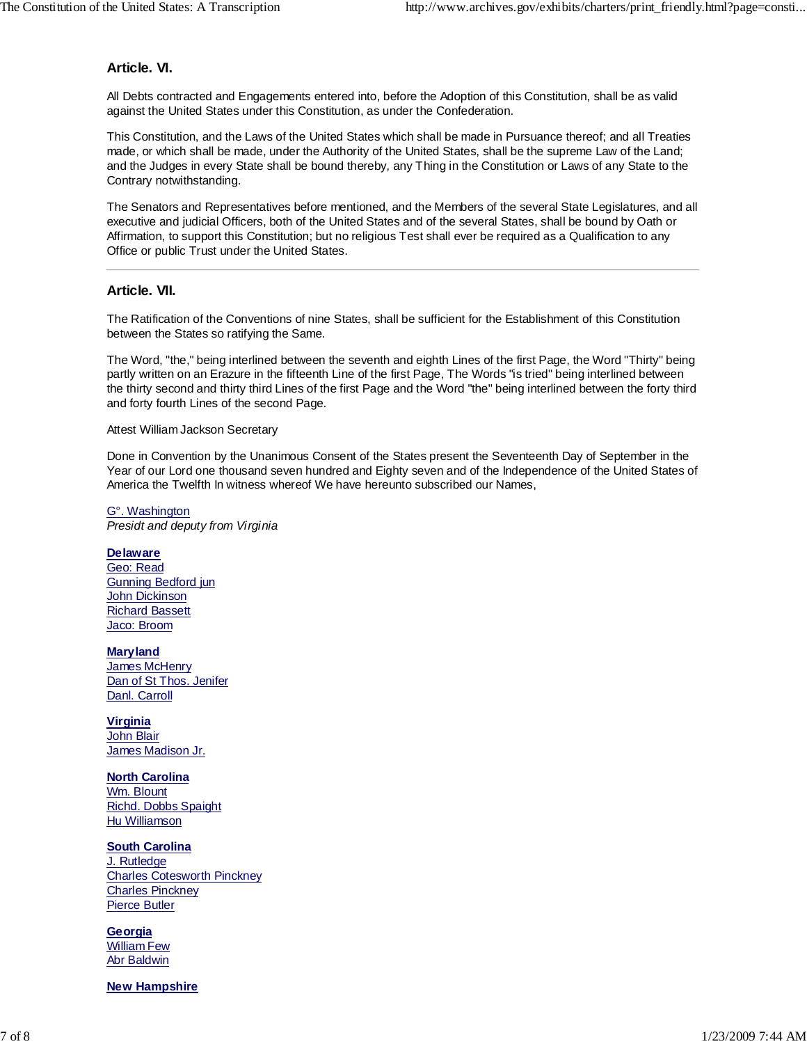## Article. VI.

All Debts contracted and Engagements entered into, before the Adoption of this Constitution, shall be as valid against the United States under this Constitution, as under the Confederation.

This Constitution, and the Laws of the United States which shall be made in Pursuance thereof; and all Treaties made, or which shall be made, under the Authority of the United States, shall be the supreme Law of the Land; and the Judges in every State shall be bound thereby, any Thing in the Constitution or Laws of any State to the Contrary notwithstanding.

The Senators and Representatives before mentioned, and the Members of the several State Legislatures, and all executive and judicial Officers, both of the United States and of the several States, shall be bound by Oath or Affirmation, to support this Constitution; but no religious Test shall ever be required as a Qualification to any Office or public Trust under the United States.

---

## Article. VII.

The Ratification of the Conventions of nine States, shall be sufficient for the Establishment of this Constitution between the States so ratifying the Same.

The Word, "the," being interlined between the seventh and eighth Lines of the first Page, the Word "Thirty" being partly written on an Erazure in the fifteenth Line of the first Page, The Words "is tried" being interlined between the thirty second and thirty third Lines of the first Page and the Word "the" being interlined between the forty third and forty fourth Lines of the second Page.

Attest William Jackson Secretary

Done in Convention by the Unanimous Consent of the States present the Seventeenth Day of September in the Year of our Lord one thousand seven hundred and Eighty seven and of the Independence of the United States of America the Twelfth In witness whereof We have hereunto subscribed our Names,

G°. Washington
*Presidt and deputy from Virginia*

**Delaware**
Geo: Read
Gunning Bedford jun
John Dickinson
Richard Bassett
Jaco: Broom

**Maryland**
James McHenry
Dan of St Thos. Jenifer
Danl. Carroll

**Virginia**
John Blair
James Madison Jr.

**North Carolina**
Wm. Blount
Richd. Dobbs Spaight
Hu Williamson

**South Carolina**
J. Rutledge
Charles Cotesworth Pinckney
Charles Pinckney
Pierce Butler

**Georgia**
William Few
Abr Baldwin

**New Hampshire**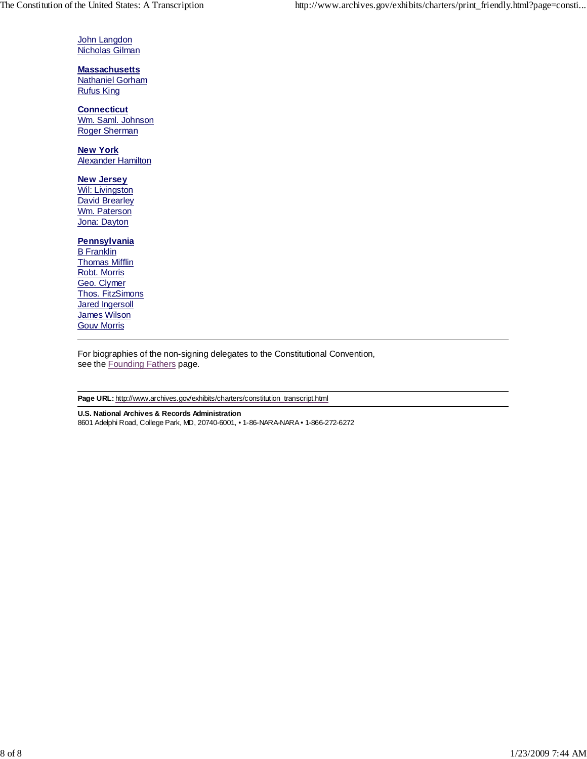John Langdon
Nicholas Gilman

**Massachusetts**
Nathaniel Gorham
Rufus King

**Connecticut**
Wm. Saml. Johnson
Roger Sherman

**New York**
Alexander Hamilton

**New Jersey**
Wil: Livingston
David Brearley
Wm. Paterson
Jona: Dayton

**Pennsylvania**
B Franklin
Thomas Mifflin
Robt. Morris
Geo. Clymer
Thos. FitzSimons
Jared Ingersoll
James Wilson
Gouv Morris

---

For biographies of the non-signing delegates to the Constitutional Convention, see the Founding Fathers page.

**Page URL:** http://www.archives.gov/exhibits/charters/constitution_transcript.html

**U.S. National Archives & Records Administration**
8601 Adelphi Road, College Park, MD, 20740-6001, • 1-86-NARA-NARA • 1-866-272-6272